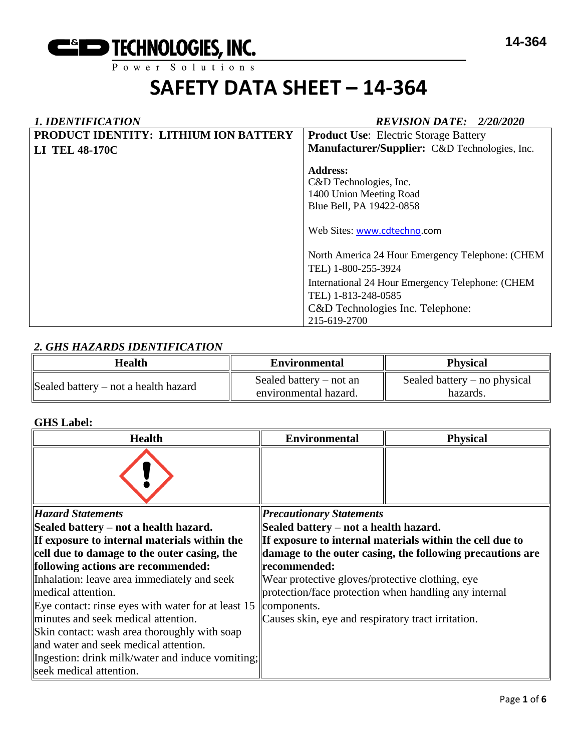**C&D TECHNOLOGIES, INC.**
Power Solutions

14-364

# SAFETY DATA SHEET – 14-364

## *1. IDENTIFICATION*

*REVISION DATE: 2/20/2020*

| **PRODUCT IDENTITY: LITHIUM ION BATTERY LI TEL 48-170C** | **Product Use**: Electric Storage Battery<br>**Manufacturer/Supplier:** C&D Technologies, Inc.<br><br>**Address:**<br>C&D Technologies, Inc.<br>1400 Union Meeting Road<br>Blue Bell, PA 19422-0858<br><br>Web Sites: www.cdtechno.com<br><br>North America 24 Hour Emergency Telephone: (CHEM TEL) 1-800-255-3924<br>International 24 Hour Emergency Telephone: (CHEM TEL) 1-813-248-0585<br>C&D Technologies Inc. Telephone:<br>215-619-2700 |
|---|---|

## *2. GHS HAZARDS IDENTIFICATION*

| Health | Environmental | Physical |
|---|---|---|
| Sealed battery – not a health hazard | Sealed battery – not an environmental hazard. | Sealed battery – no physical hazards. |

**GHS Label:**

| Health | Environmental | Physical |
|---|---|---|
| (Exclamation mark pictogram) | | |

| *Hazard Statements* | *Precautionary Statements* |
|---|---|
| **Sealed battery – not a health hazard.**<br>**If exposure to internal materials within the cell due to damage to the outer casing, the following actions are recommended:**<br>Inhalation: leave area immediately and seek medical attention.<br>Eye contact: rinse eyes with water for at least 15 minutes and seek medical attention.<br>Skin contact: wash area thoroughly with soap and water and seek medical attention.<br>Ingestion: drink milk/water and induce vomiting; seek medical attention. | **Sealed battery – not a health hazard.**<br>**If exposure to internal materials within the cell due to damage to the outer casing, the following precautions are recommended:**<br>Wear protective gloves/protective clothing, eye protection/face protection when handling any internal components.<br>Causes skin, eye and respiratory tract irritation. |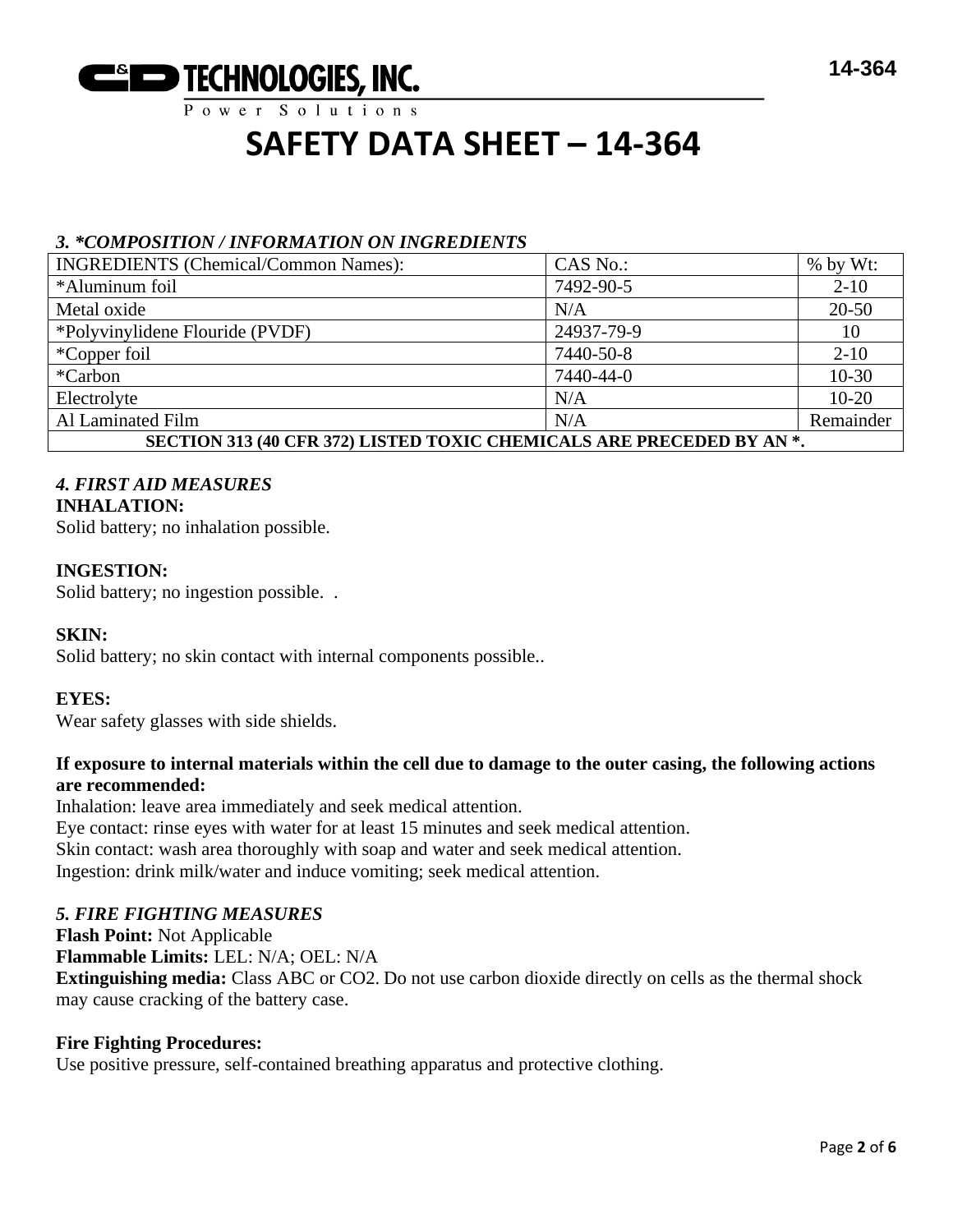# SAFETY DATA SHEET – 14-364

### *3. *COMPOSITION / INFORMATION ON INGREDIENTS*

| INGREDIENTS (Chemical/Common Names): | CAS No.: | % by Wt: |
|---|---|---|
| *Aluminum foil | 7492-90-5 | 2-10 |
| Metal oxide | N/A | 20-50 |
| *Polyvinylidene Flouride (PVDF) | 24937-79-9 | 10 |
| *Copper foil | 7440-50-8 | 2-10 |
| *Carbon | 7440-44-0 | 10-30 |
| Electrolyte | N/A | 10-20 |
| Al Laminated Film | N/A | Remainder |
| **SECTION 313 (40 CFR 372) LISTED TOXIC CHEMICALS ARE PRECEDED BY AN *.** | | |

### *4. FIRST AID MEASURES*

**INHALATION:**
Solid battery; no inhalation possible.

**INGESTION:**
Solid battery; no ingestion possible. .

**SKIN:**
Solid battery; no skin contact with internal components possible..

**EYES:**
Wear safety glasses with side shields.

**If exposure to internal materials within the cell due to damage to the outer casing, the following actions are recommended:**
Inhalation: leave area immediately and seek medical attention.
Eye contact: rinse eyes with water for at least 15 minutes and seek medical attention.
Skin contact: wash area thoroughly with soap and water and seek medical attention.
Ingestion: drink milk/water and induce vomiting; seek medical attention.

### *5. FIRE FIGHTING MEASURES*

**Flash Point:** Not Applicable
**Flammable Limits:** LEL: N/A; OEL: N/A
**Extinguishing media:** Class ABC or $CO_2$. Do not use carbon dioxide directly on cells as the thermal shock may cause cracking of the battery case.

**Fire Fighting Procedures:**
Use positive pressure, self-contained breathing apparatus and protective clothing.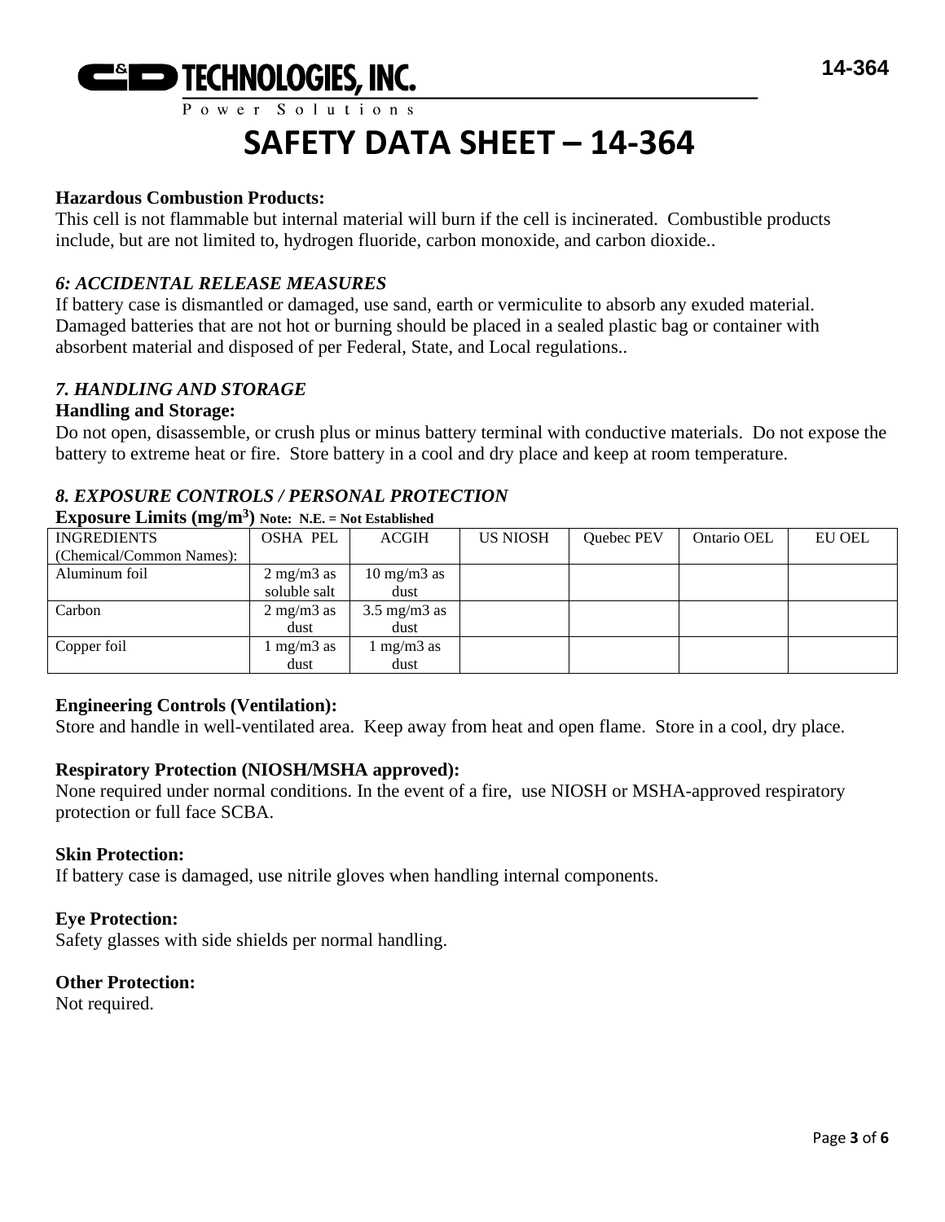# SAFETY DATA SHEET – 14-364

**Hazardous Combustion Products:**
This cell is not flammable but internal material will burn if the cell is incinerated. Combustible products include, but are not limited to, hydrogen fluoride, carbon monoxide, and carbon dioxide..

### *6: ACCIDENTAL RELEASE MEASURES*

If battery case is dismantled or damaged, use sand, earth or vermiculite to absorb any exuded material. Damaged batteries that are not hot or burning should be placed in a sealed plastic bag or container with absorbent material and disposed of per Federal, State, and Local regulations..

### *7. HANDLING AND STORAGE*

**Handling and Storage:**
Do not open, disassemble, or crush plus or minus battery terminal with conductive materials. Do not expose the battery to extreme heat or fire. Store battery in a cool and dry place and keep at room temperature.

### *8. EXPOSURE CONTROLS / PERSONAL PROTECTION*

**Exposure Limits (mg/m$^3$)** **Note: N.E. = Not Established**

| INGREDIENTS (Chemical/Common Names): | OSHA PEL | ACGIH | US NIOSH | Quebec PEV | Ontario OEL | EU OEL |
|---|---|---|---|---|---|---|
| Aluminum foil | 2 mg/m3 as soluble salt | 10 mg/m3 as dust | | | | |
| Carbon | 2 mg/m3 as dust | 3.5 mg/m3 as dust | | | | |
| Copper foil | 1 mg/m3 as dust | 1 mg/m3 as dust | | | | |

**Engineering Controls (Ventilation):**
Store and handle in well-ventilated area. Keep away from heat and open flame. Store in a cool, dry place.

**Respiratory Protection (NIOSH/MSHA approved):**
None required under normal conditions. In the event of a fire, use NIOSH or MSHA-approved respiratory protection or full face SCBA.

**Skin Protection:**
If battery case is damaged, use nitrile gloves when handling internal components.

**Eye Protection:**
Safety glasses with side shields per normal handling.

**Other Protection:**
Not required.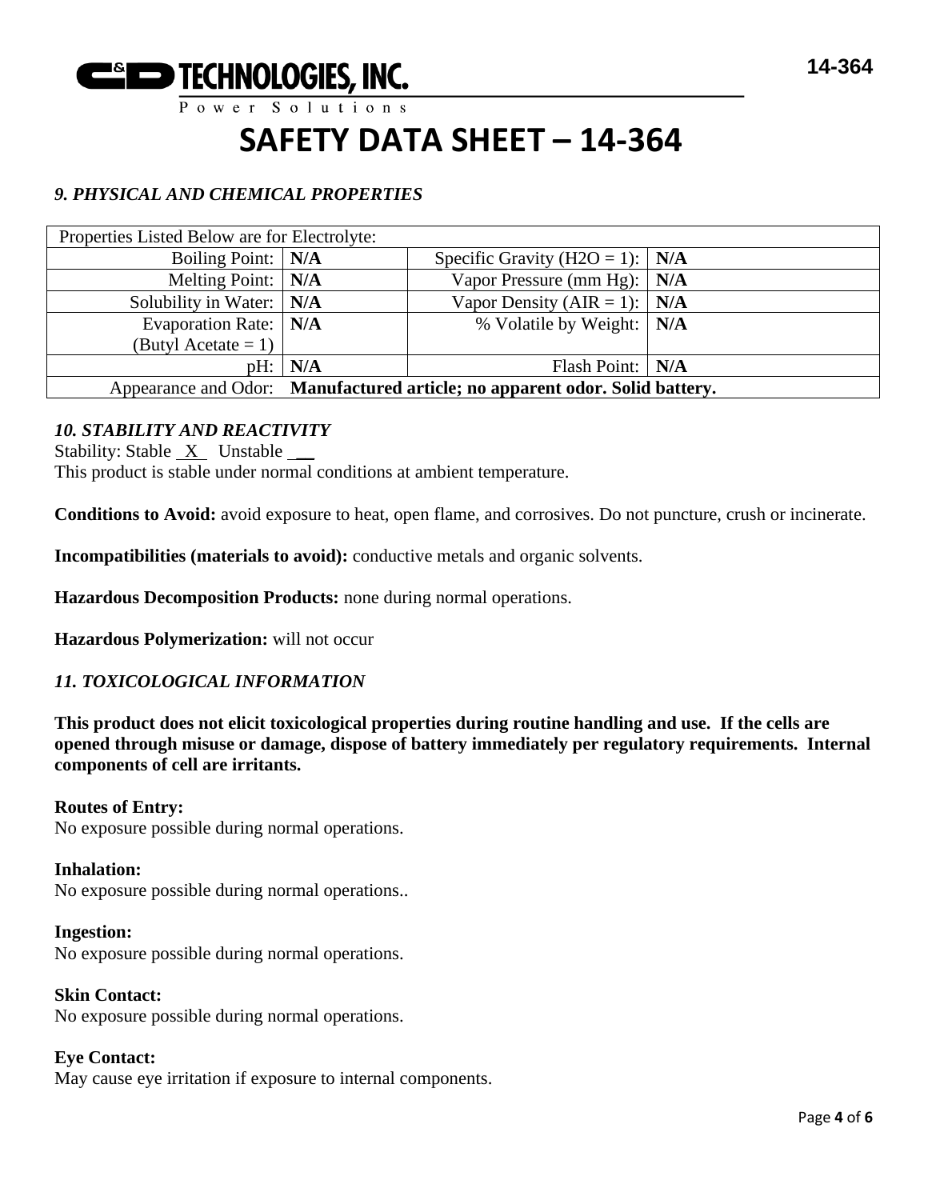# SAFETY DATA SHEET – 14-364

### *9. PHYSICAL AND CHEMICAL PROPERTIES*

| Properties Listed Below are for Electrolyte: | | | |
|---|---|---|---|
| Boiling Point: | **N/A** | Specific Gravity (H2O = 1): | **N/A** |
| Melting Point: | **N/A** | Vapor Pressure (mm Hg): | **N/A** |
| Solubility in Water: | **N/A** | Vapor Density (AIR = 1): | **N/A** |
| Evaporation Rate: (Butyl Acetate = 1) | **N/A** | % Volatile by Weight: | **N/A** |
| pH: | **N/A** | Flash Point: | **N/A** |
| Appearance and Odor: | **Manufactured article; no apparent odor. Solid battery.** | | |

### *10. STABILITY AND REACTIVITY*

Stability: Stable _X_ Unstable ___
This product is stable under normal conditions at ambient temperature.

**Conditions to Avoid:** avoid exposure to heat, open flame, and corrosives. Do not puncture, crush or incinerate.

**Incompatibilities (materials to avoid):** conductive metals and organic solvents.

**Hazardous Decomposition Products:** none during normal operations.

**Hazardous Polymerization:** will not occur

### *11. TOXICOLOGICAL INFORMATION*

**This product does not elicit toxicological properties during routine handling and use. If the cells are opened through misuse or damage, dispose of battery immediately per regulatory requirements. Internal components of cell are irritants.**

**Routes of Entry:**
No exposure possible during normal operations.

**Inhalation:**
No exposure possible during normal operations..

**Ingestion:**
No exposure possible during normal operations.

**Skin Contact:**
No exposure possible during normal operations.

**Eye Contact:**
May cause eye irritation if exposure to internal components.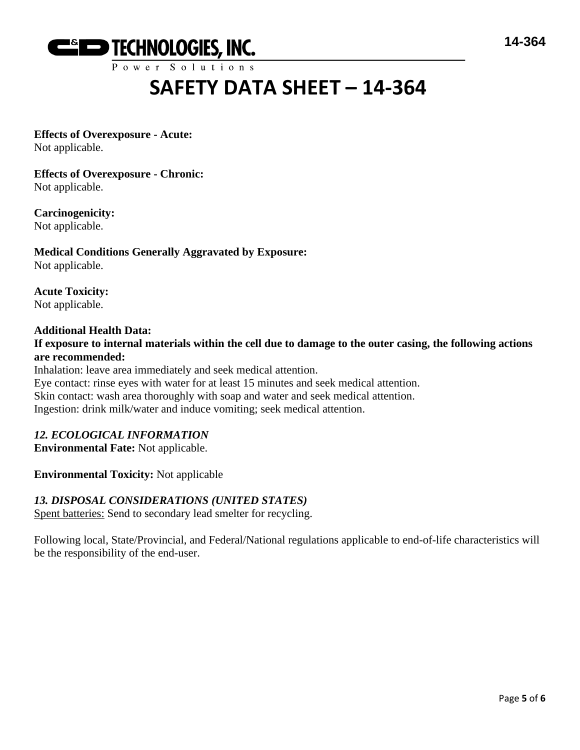**Effects of Overexposure - Acute:**
Not applicable.

**Effects of Overexposure - Chronic:**
Not applicable.

**Carcinogenicity:**
Not applicable.

**Medical Conditions Generally Aggravated by Exposure:**
Not applicable.

**Acute Toxicity:**
Not applicable.

**Additional Health Data:**
**If exposure to internal materials within the cell due to damage to the outer casing, the following actions are recommended:**
Inhalation: leave area immediately and seek medical attention.
Eye contact: rinse eyes with water for at least 15 minutes and seek medical attention.
Skin contact: wash area thoroughly with soap and water and seek medical attention.
Ingestion: drink milk/water and induce vomiting; seek medical attention.

### *12. ECOLOGICAL INFORMATION*

**Environmental Fate:** Not applicable.

**Environmental Toxicity:** Not applicable

### *13. DISPOSAL CONSIDERATIONS (UNITED STATES)*

Spent batteries: Send to secondary lead smelter for recycling.

Following local, State/Provincial, and Federal/National regulations applicable to end-of-life characteristics will be the responsibility of the end-user.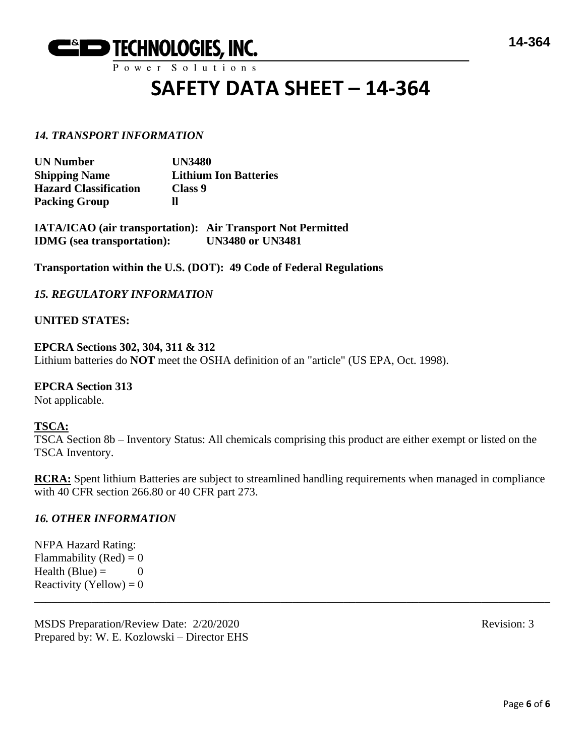# SAFETY DATA SHEET – 14-364

### *14. TRANSPORT INFORMATION*

| | |
|---|---|
| **UN Number** | **UN3480** |
| **Shipping Name** | **Lithium Ion Batteries** |
| **Hazard Classification** | **Class 9** |
| **Packing Group** | **ll** |

**IATA/ICAO (air transportation): Air Transport Not Permitted**
**IDMG (sea transportation): UN3480 or UN3481**

**Transportation within the U.S. (DOT): 49 Code of Federal Regulations**

### *15. REGULATORY INFORMATION*

**UNITED STATES:**

**EPCRA Sections 302, 304, 311 & 312**
Lithium batteries do **NOT** meet the OSHA definition of an "article" (US EPA, Oct. 1998).

**EPCRA Section 313**
Not applicable.

**TSCA:**
TSCA Section 8b – Inventory Status: All chemicals comprising this product are either exempt or listed on the TSCA Inventory.

**RCRA:** Spent lithium Batteries are subject to streamlined handling requirements when managed in compliance with 40 CFR section 266.80 or 40 CFR part 273.

### *16. OTHER INFORMATION*

NFPA Hazard Rating:
Flammability (Red) = 0
Health (Blue) = 0
Reactivity (Yellow) = 0

---

MSDS Preparation/Review Date: 2/20/2020 Revision: 3
Prepared by: W. E. Kozlowski – Director EHS